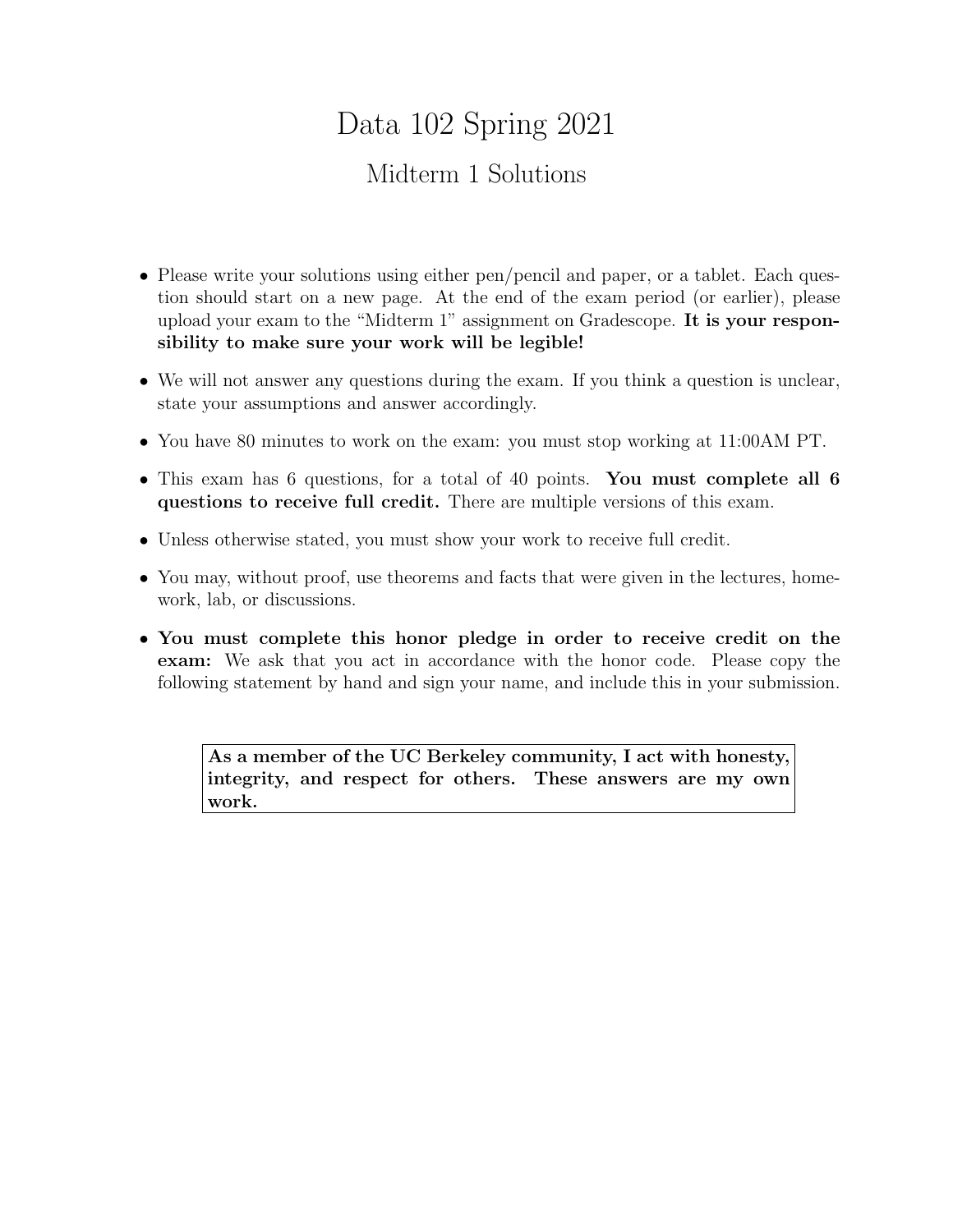# Data 102 Spring 2021

## Midterm 1 Solutions

- Please write your solutions using either pen/pencil and paper, or a tablet. Each question should start on a new page. At the end of the exam period (or earlier), please upload your exam to the "Midterm 1" assignment on Gradescope. **It is your responsibility to make sure your work will be legible!**
- We will not answer any questions during the exam. If you think a question is unclear, state your assumptions and answer accordingly.
- You have 80 minutes to work on the exam: you must stop working at 11:00AM PT.
- This exam has 6 questions, for a total of 40 points. **You must complete all 6 questions to receive full credit.** There are multiple versions of this exam.
- Unless otherwise stated, you must show your work to receive full credit.
- You may, without proof, use theorems and facts that were given in the lectures, homework, lab, or discussions.
- **You must complete this honor pledge in order to receive credit on the exam:** We ask that you act in accordance with the honor code. Please copy the following statement by hand and sign your name, and include this in your submission.

> **As a member of the UC Berkeley community, I act with honesty, integrity, and respect for others. These answers are my own work.**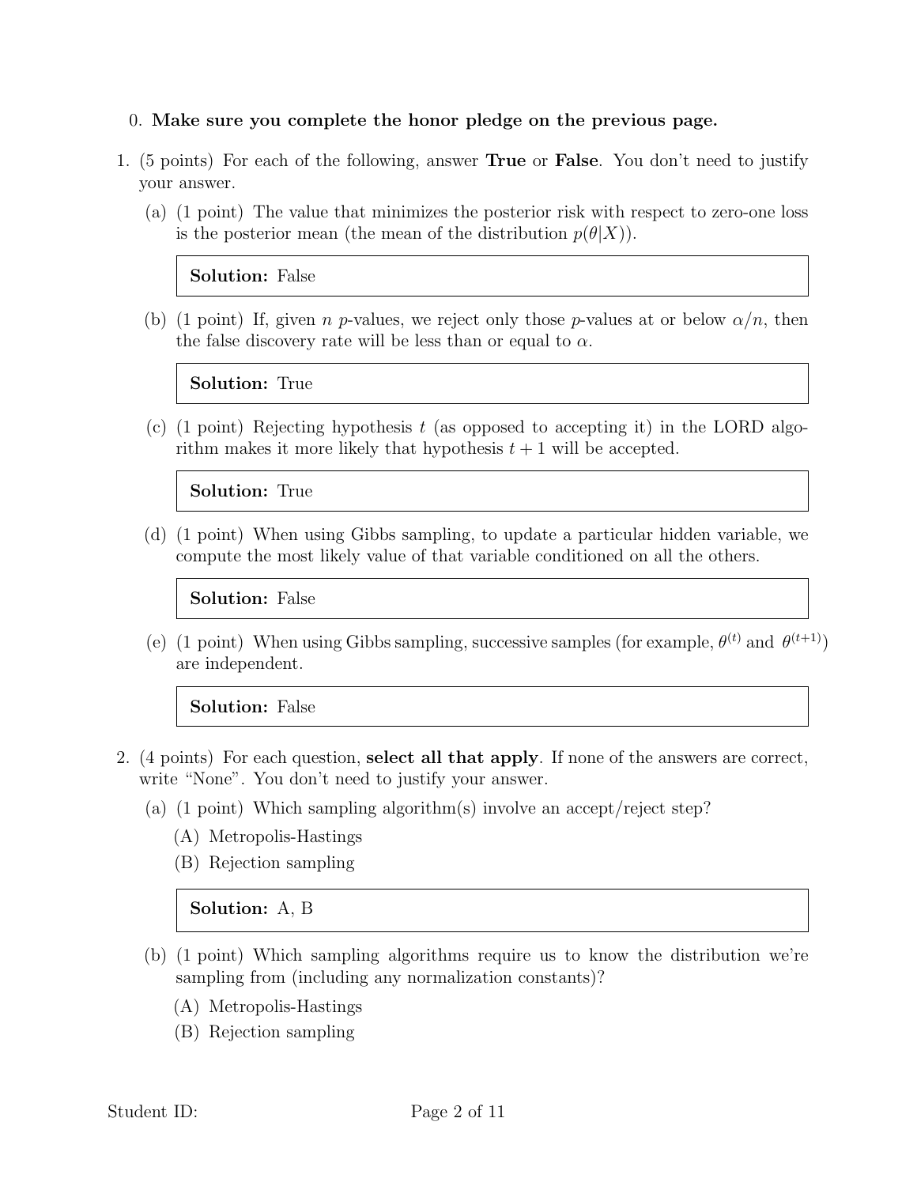0. **Make sure you complete the honor pledge on the previous page.**

1. (5 points) For each of the following, answer **True** or **False**. You don't need to justify your answer.

   (a) (1 point) The value that minimizes the posterior risk with respect to zero-one loss is the posterior mean (the mean of the distribution $p(\theta|X)$).

   > **Solution:** False

   (b) (1 point) If, given $n$ $p$-values, we reject only those $p$-values at or below $\alpha/n$, then the false discovery rate will be less than or equal to $\alpha$.

   > **Solution:** True

   (c) (1 point) Rejecting hypothesis $t$ (as opposed to accepting it) in the LORD algorithm makes it more likely that hypothesis $t+1$ will be accepted.

   > **Solution:** True

   (d) (1 point) When using Gibbs sampling, to update a particular hidden variable, we compute the most likely value of that variable conditioned on all the others.

   > **Solution:** False

   (e) (1 point) When using Gibbs sampling, successive samples (for example, $\theta^{(t)}$ and $\theta^{(t+1)}$) are independent.

   > **Solution:** False

2. (4 points) For each question, **select all that apply**. If none of the answers are correct, write "None". You don't need to justify your answer.

   (a) (1 point) Which sampling algorithm(s) involve an accept/reject step?

   (A) Metropolis-Hastings

   (B) Rejection sampling

   > **Solution:** A, B

   (b) (1 point) Which sampling algorithms require us to know the distribution we're sampling from (including any normalization constants)?

   (A) Metropolis-Hastings

   (B) Rejection sampling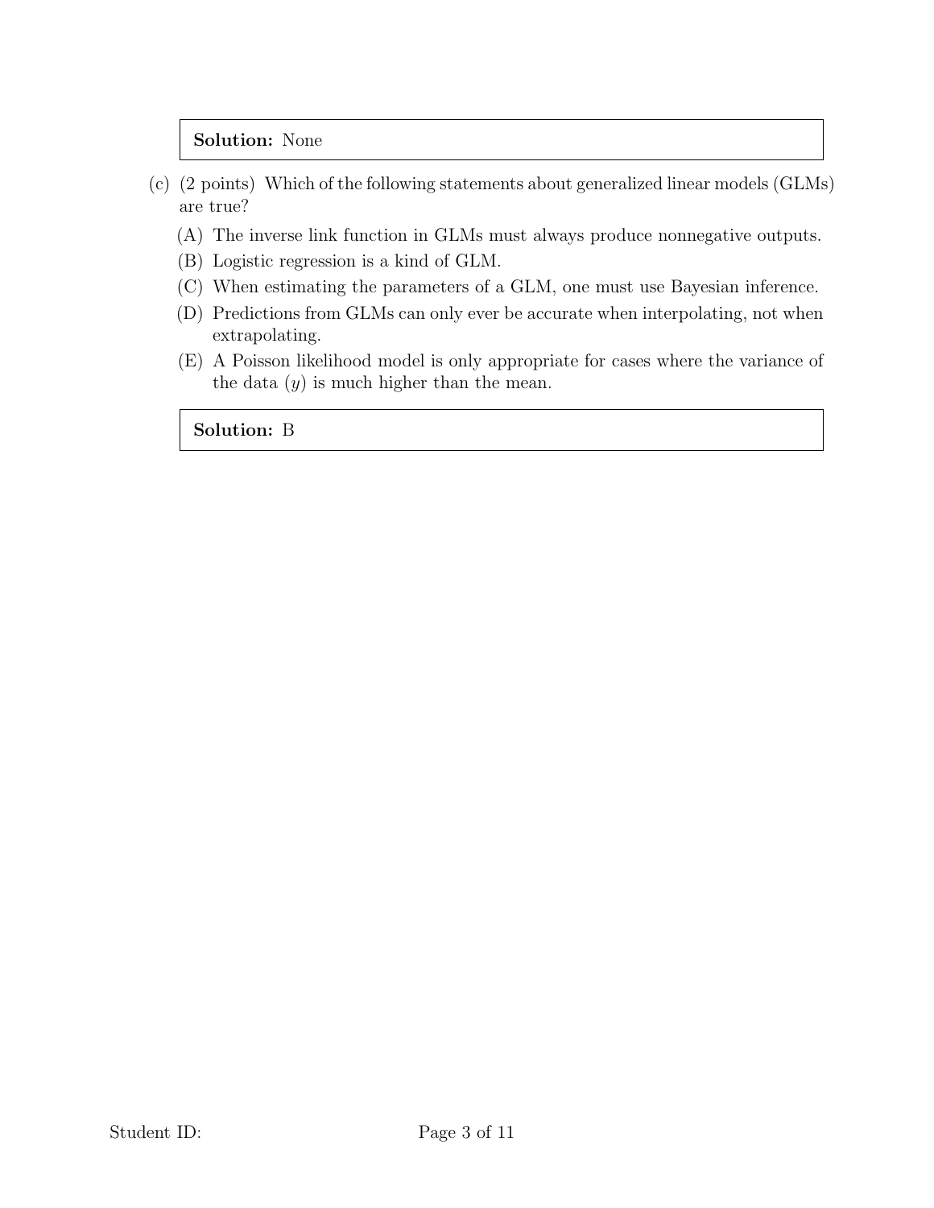**Solution:** None

(c) (2 points) Which of the following statements about generalized linear models (GLMs) are true?

(A) The inverse link function in GLMs must always produce nonnegative outputs.

(B) Logistic regression is a kind of GLM.

(C) When estimating the parameters of a GLM, one must use Bayesian inference.

(D) Predictions from GLMs can only ever be accurate when interpolating, not when extrapolating.

(E) A Poisson likelihood model is only appropriate for cases where the variance of the data ($y$) is much higher than the mean.

**Solution:** B

Student ID: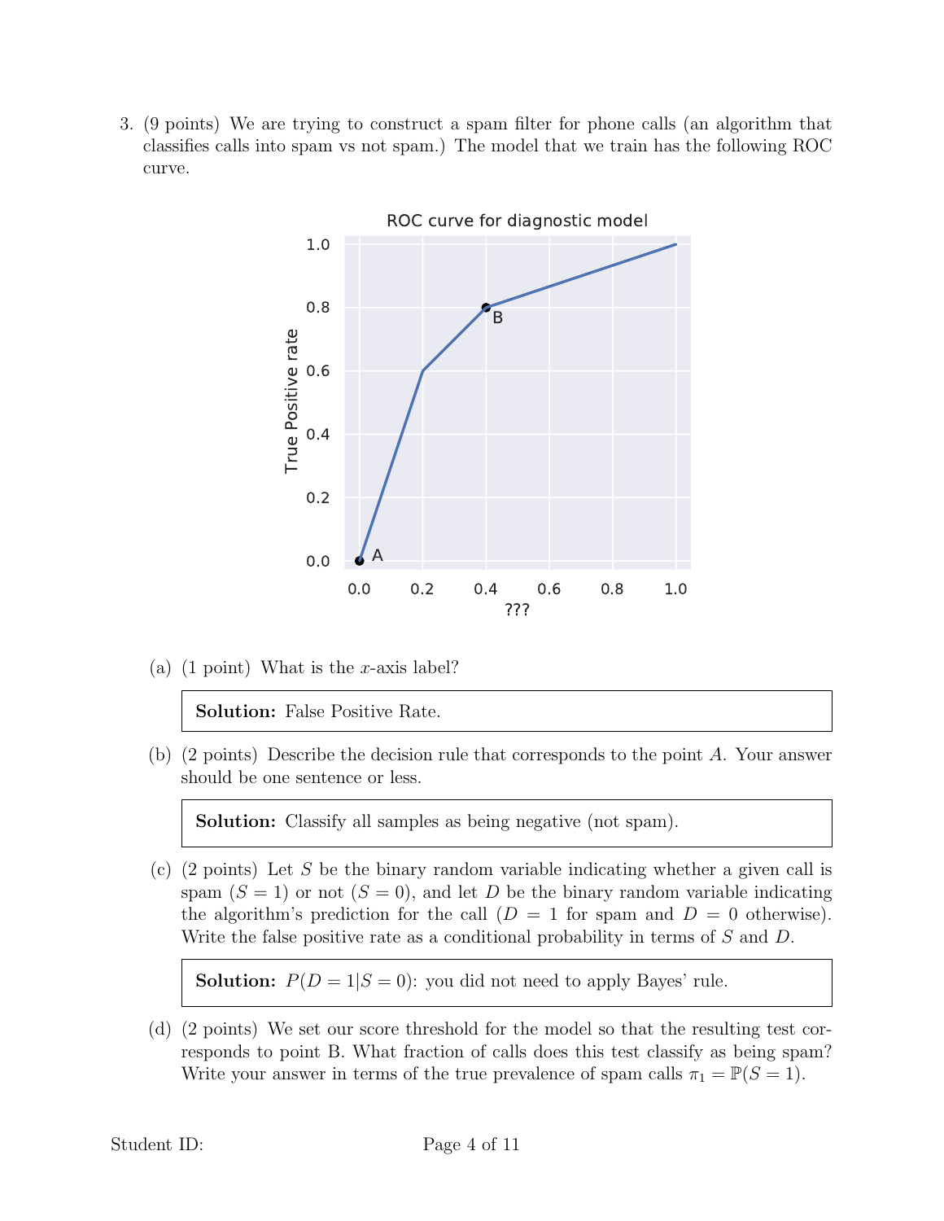3. (9 points) We are trying to construct a spam filter for phone calls (an algorithm that classifies calls into spam vs not spam.) The model that we train has the following ROC curve.

(a) (1 point) What is the $x$-axis label?

> **Solution:** False Positive Rate.

(b) (2 points) Describe the decision rule that corresponds to the point $A$. Your answer should be one sentence or less.

> **Solution:** Classify all samples as being negative (not spam).

(c) (2 points) Let $S$ be the binary random variable indicating whether a given call is spam ($S = 1$) or not ($S = 0$), and let $D$ be the binary random variable indicating the algorithm's prediction for the call ($D = 1$ for spam and $D = 0$ otherwise). Write the false positive rate as a conditional probability in terms of $S$ and $D$.

> **Solution:** $P(D = 1|S = 0)$: you did not need to apply Bayes' rule.

(d) (2 points) We set our score threshold for the model so that the resulting test corresponds to point B. What fraction of calls does this test classify as being spam? Write your answer in terms of the true prevalence of spam calls $\pi_1 = \mathbb{P}(S = 1)$.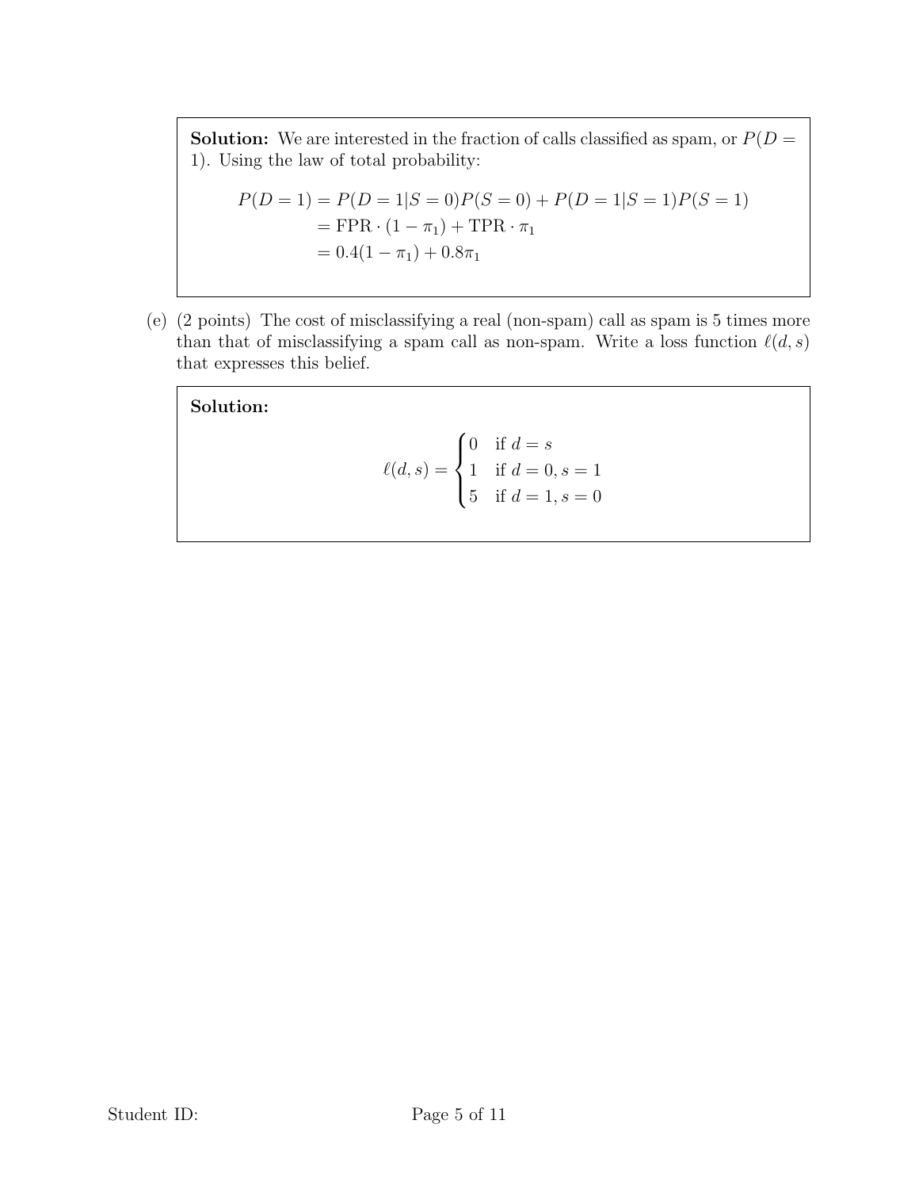**Solution:** We are interested in the fraction of calls classified as spam, or $P(D = 1)$. Using the law of total probability:

$$
\begin{aligned}
P(D = 1) &= P(D = 1|S = 0)P(S = 0) + P(D = 1|S = 1)P(S = 1) \\
&= \text{FPR} \cdot (1 - \pi_1) + \text{TPR} \cdot \pi_1 \\
&= 0.4(1 - \pi_1) + 0.8\pi_1
\end{aligned}
$$

(e) (2 points) The cost of misclassifying a real (non-spam) call as spam is 5 times more than that of misclassifying a spam call as non-spam. Write a loss function $\ell(d, s)$ that expresses this belief.

**Solution:**

$$
\ell(d, s) = \begin{cases} 0 & \text{if } d = s \\ 1 & \text{if } d = 0, s = 1 \\ 5 & \text{if } d = 1, s = 0 \end{cases}
$$

Student ID: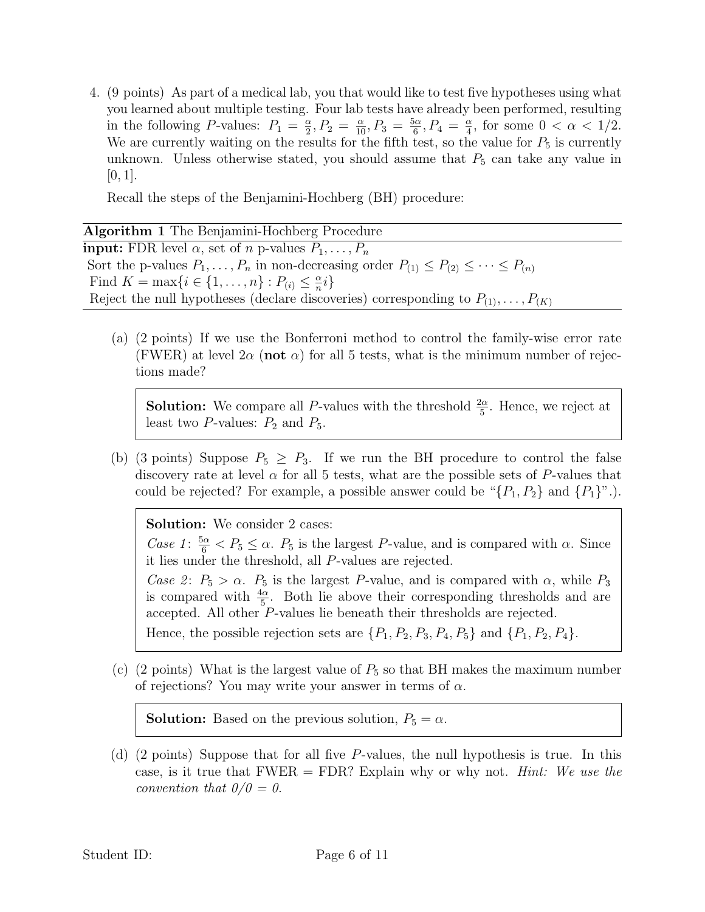4. (9 points) As part of a medical lab, you that would like to test five hypotheses using what you learned about multiple testing. Four lab tests have already been performed, resulting in the following $P$-values: $P_1 = \frac{\alpha}{2}, P_2 = \frac{\alpha}{10}, P_3 = \frac{5\alpha}{6}, P_4 = \frac{\alpha}{4}$, for some $0 < \alpha < 1/2$. We are currently waiting on the results for the fifth test, so the value for $P_5$ is currently unknown. Unless otherwise stated, you should assume that $P_5$ can take any value in $[0, 1]$.

   Recall the steps of the Benjamini-Hochberg (BH) procedure:

   **Algorithm 1** The Benjamini-Hochberg Procedure

   **input:** FDR level $\alpha$, set of $n$ p-values $P_1, \ldots, P_n$

   Sort the p-values $P_1, \ldots, P_n$ in non-decreasing order $P_{(1)} \leq P_{(2)} \leq \cdots \leq P_{(n)}$

   Find $K = \max\{i \in \{1, \ldots, n\} : P_{(i)} \leq \frac{\alpha}{n} i\}$

   Reject the null hypotheses (declare discoveries) corresponding to $P_{(1)}, \ldots, P_{(K)}$

   (a) (2 points) If we use the Bonferroni method to control the family-wise error rate (FWER) at level $2\alpha$ (**not** $\alpha$) for all 5 tests, what is the minimum number of rejections made?

   > **Solution:** We compare all $P$-values with the threshold $\frac{2\alpha}{5}$. Hence, we reject at least two $P$-values: $P_2$ and $P_5$.

   (b) (3 points) Suppose $P_5 \geq P_3$. If we run the BH procedure to control the false discovery rate at level $\alpha$ for all 5 tests, what are the possible sets of $P$-values that could be rejected? For example, a possible answer could be "$\{P_1, P_2\}$ and $\{P_1\}$".).

   > **Solution:** We consider 2 cases:
   >
   > *Case 1*: $\frac{5\alpha}{6} < P_5 \leq \alpha$. $P_5$ is the largest $P$-value, and is compared with $\alpha$. Since it lies under the threshold, all $P$-values are rejected.
   >
   > *Case 2*: $P_5 > \alpha$. $P_5$ is the largest $P$-value, and is compared with $\alpha$, while $P_3$ is compared with $\frac{4\alpha}{5}$. Both lie above their corresponding thresholds and are accepted. All other $P$-values lie beneath their thresholds are rejected.
   >
   > Hence, the possible rejection sets are $\{P_1, P_2, P_3, P_4, P_5\}$ and $\{P_1, P_2, P_4\}$.

   (c) (2 points) What is the largest value of $P_5$ so that BH makes the maximum number of rejections? You may write your answer in terms of $\alpha$.

   > **Solution:** Based on the previous solution, $P_5 = \alpha$.

   (d) (2 points) Suppose that for all five $P$-values, the null hypothesis is true. In this case, is it true that FWER = FDR? Explain why or why not. *Hint: We use the convention that 0/0 = 0.*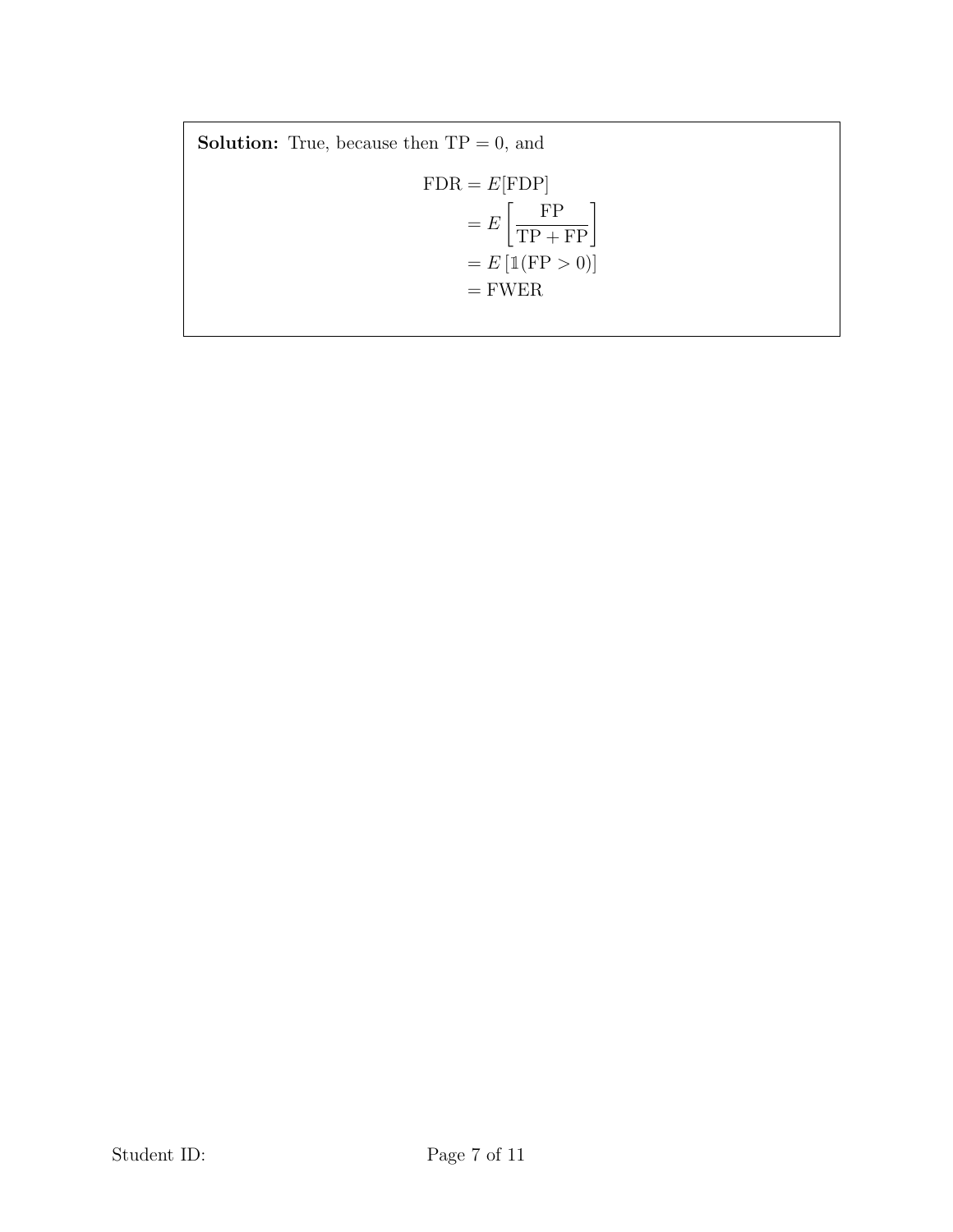**Solution:** True, because then $\text{TP} = 0$, and

$$
\begin{aligned}
\text{FDR} &= E[\text{FDP}] \\
&= E\left[\frac{\text{FP}}{\text{TP} + \text{FP}}\right] \\
&= E\left[\mathbb{1}(\text{FP} > 0)\right] \\
&= \text{FWER}
\end{aligned}
$$

Student ID: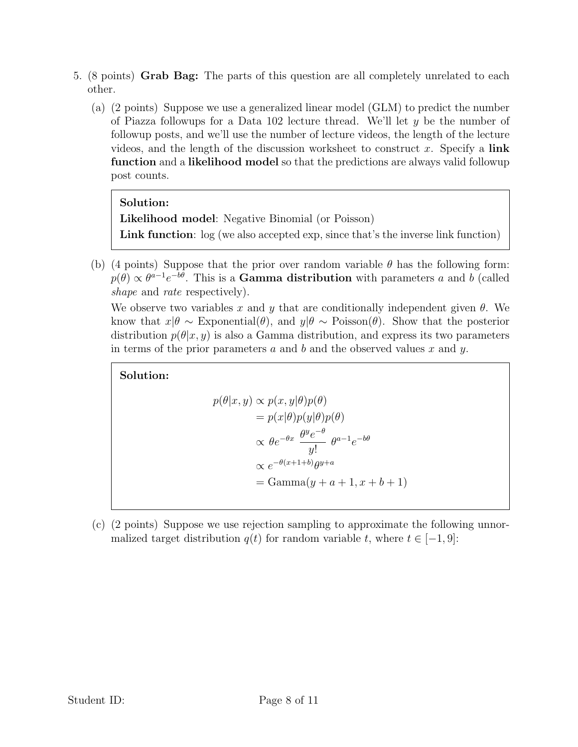5. (8 points) **Grab Bag:** The parts of this question are all completely unrelated to each other.

   (a) (2 points) Suppose we use a generalized linear model (GLM) to predict the number of Piazza followups for a Data 102 lecture thread. We'll let $y$ be the number of followup posts, and we'll use the number of lecture videos, the length of the lecture videos, and the length of the discussion worksheet to construct $x$. Specify a **link function** and a **likelihood model** so that the predictions are always valid followup post counts.

   > **Solution:**
   > **Likelihood model**: Negative Binomial (or Poisson)
   > **Link function**: log (we also accepted exp, since that's the inverse link function)

   (b) (4 points) Suppose that the prior over random variable $\theta$ has the following form: $p(\theta) \propto \theta^{a-1}e^{-b\theta}$. This is a **Gamma distribution** with parameters $a$ and $b$ (called *shape* and *rate* respectively).

   We observe two variables $x$ and $y$ that are conditionally independent given $\theta$. We know that $x|\theta \sim \text{Exponential}(\theta)$, and $y|\theta \sim \text{Poisson}(\theta)$. Show that the posterior distribution $p(\theta|x, y)$ is also a Gamma distribution, and express its two parameters in terms of the prior parameters $a$ and $b$ and the observed values $x$ and $y$.

   > **Solution:**
   >
   > $$\begin{aligned} p(\theta|x, y) &\propto p(x, y|\theta)p(\theta) \\ &= p(x|\theta)p(y|\theta)p(\theta) \\ &\propto \theta e^{-\theta x} \; \frac{\theta^y e^{-\theta}}{y!} \; \theta^{a-1}e^{-b\theta} \\ &\propto e^{-\theta(x+1+b)}\theta^{y+a} \\ &= \text{Gamma}(y + a + 1, x + b + 1) \end{aligned}$$

   (c) (2 points) Suppose we use rejection sampling to approximate the following unnormalized target distribution $q(t)$ for random variable $t$, where $t \in [-1, 9]$: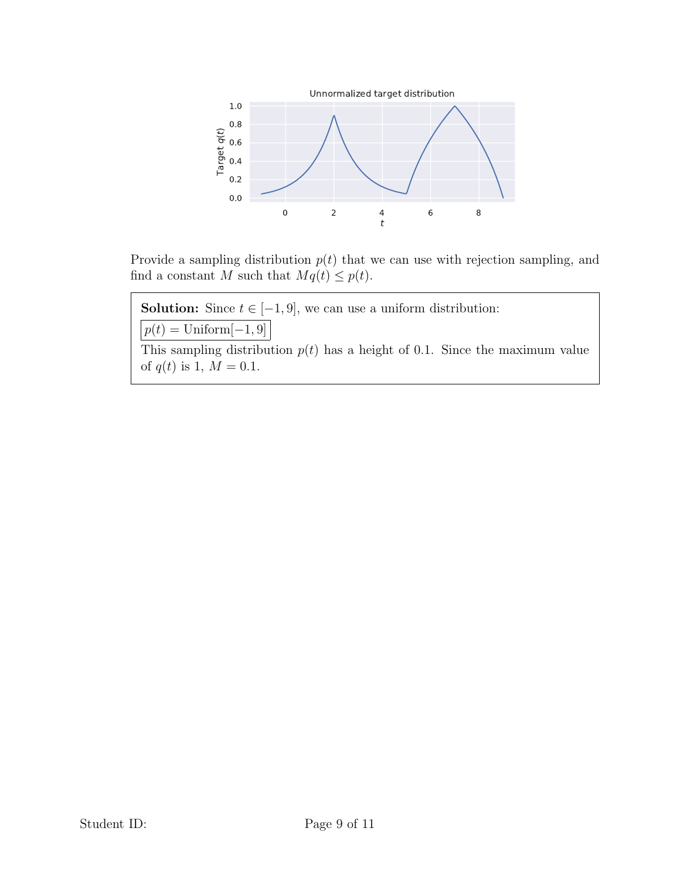Provide a sampling distribution $p(t)$ that we can use with rejection sampling, and find a constant $M$ such that $Mq(t) \leq p(t)$.

**Solution:** Since $t \in [-1, 9]$, we can use a uniform distribution:

$\boxed{p(t) = \text{Uniform}[-1, 9]}$

This sampling distribution $p(t)$ has a height of 0.1. Since the maximum value of $q(t)$ is 1, $M = 0.1$.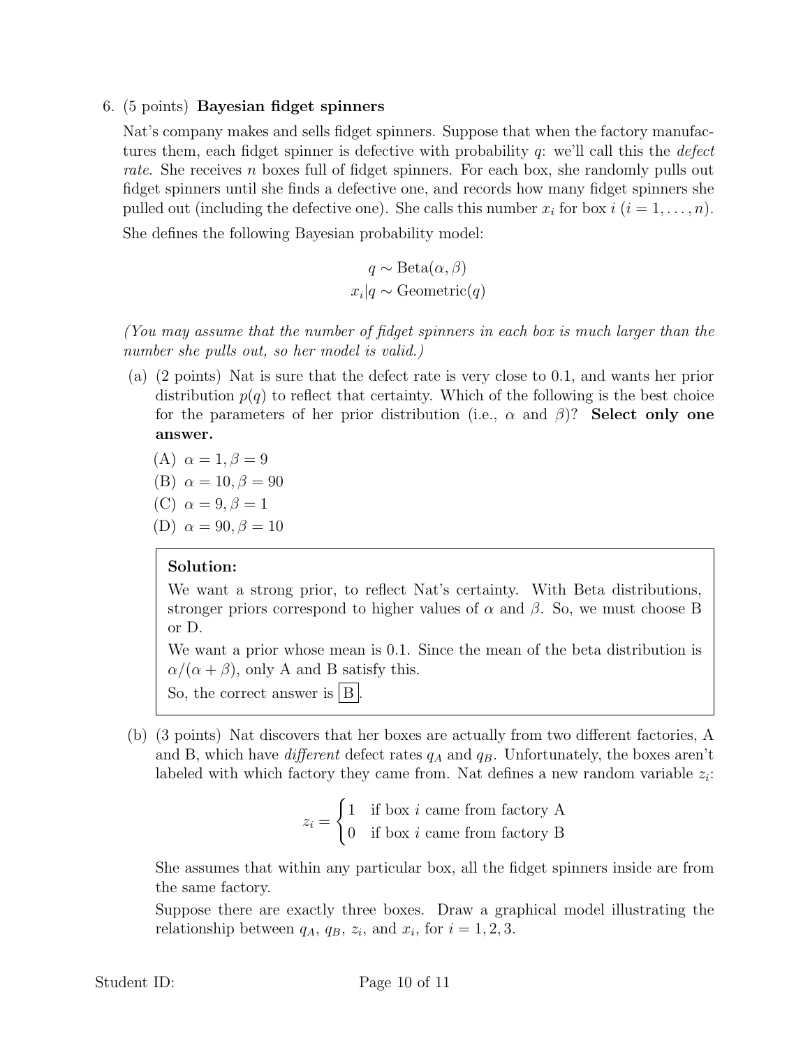6. (5 points) **Bayesian fidget spinners**

Nat's company makes and sells fidget spinners. Suppose that when the factory manufactures them, each fidget spinner is defective with probability $q$: we'll call this the *defect rate*. She receives $n$ boxes full of fidget spinners. For each box, she randomly pulls out fidget spinners until she finds a defective one, and records how many fidget spinners she pulled out (including the defective one). She calls this number $x_i$ for box $i$ ($i = 1, \ldots, n$).

She defines the following Bayesian probability model:

$$q \sim \text{Beta}(\alpha, \beta)$$
$$x_i | q \sim \text{Geometric}(q)$$

*(You may assume that the number of fidget spinners in each box is much larger than the number she pulls out, so her model is valid.)*

(a) (2 points) Nat is sure that the defect rate is very close to 0.1, and wants her prior distribution $p(q)$ to reflect that certainty. Which of the following is the best choice for the parameters of her prior distribution (i.e., $\alpha$ and $\beta$)? **Select only one answer.**

(A) $\alpha = 1, \beta = 9$

(B) $\alpha = 10, \beta = 90$

(C) $\alpha = 9, \beta = 1$

(D) $\alpha = 90, \beta = 10$

> **Solution:**
>
> We want a strong prior, to reflect Nat's certainty. With Beta distributions, stronger priors correspond to higher values of $\alpha$ and $\beta$. So, we must choose B or D.
>
> We want a prior whose mean is 0.1. Since the mean of the beta distribution is $\alpha/(\alpha + \beta)$, only A and B satisfy this.
>
> So, the correct answer is $\boxed{\text{B}}$.

(b) (3 points) Nat discovers that her boxes are actually from two different factories, A and B, which have *different* defect rates $q_A$ and $q_B$. Unfortunately, the boxes aren't labeled with which factory they came from. Nat defines a new random variable $z_i$:

$$z_i = \begin{cases} 1 & \text{if box } i \text{ came from factory A} \\ 0 & \text{if box } i \text{ came from factory B} \end{cases}$$

She assumes that within any particular box, all the fidget spinners inside are from the same factory.

Suppose there are exactly three boxes. Draw a graphical model illustrating the relationship between $q_A$, $q_B$, $z_i$, and $x_i$, for $i = 1, 2, 3$.

Student ID: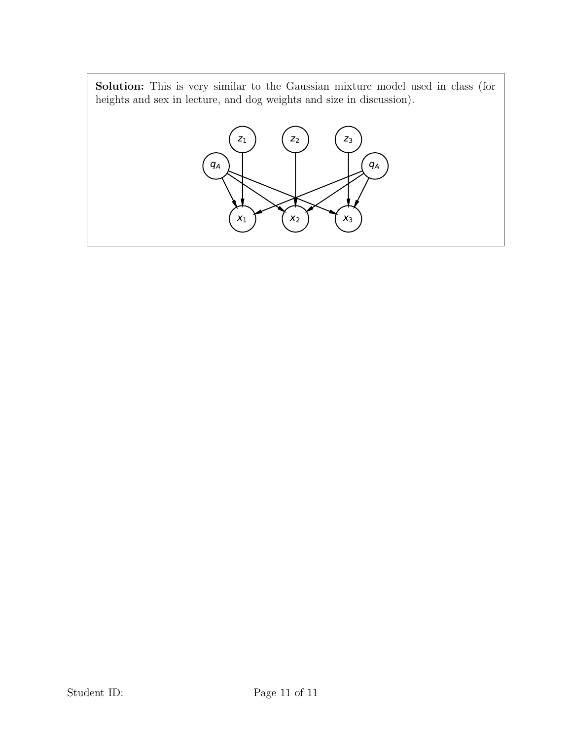**Solution:** This is very similar to the Gaussian mixture model used in class (for heights and sex in lecture, and dog weights and size in discussion).

$z_1$ $z_2$ $z_3$

$q_A$ $q_A$

$x_1$ $x_2$ $x_3$

Student ID: